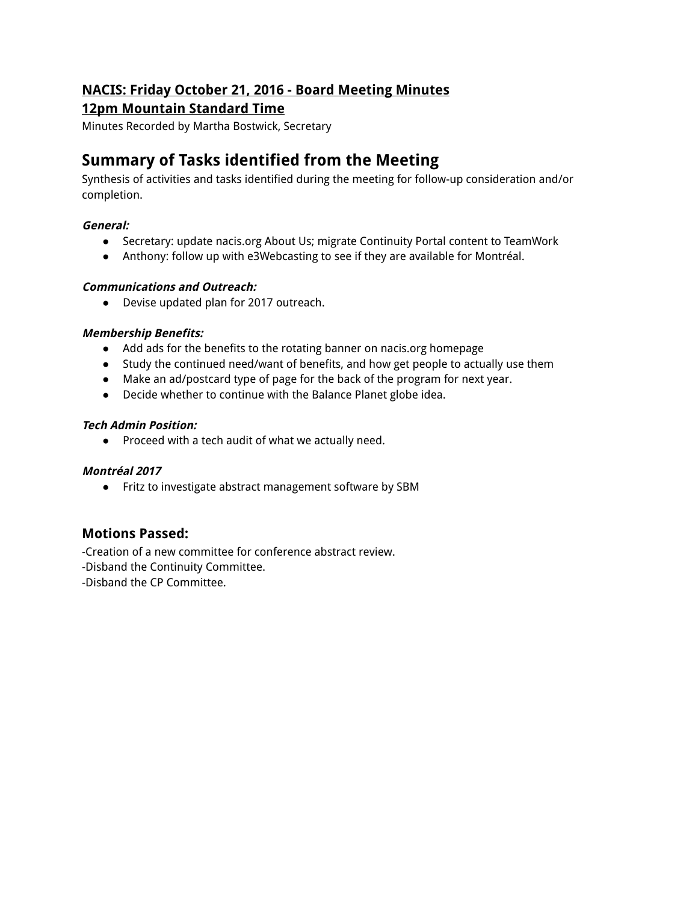**NACIS: Friday October 21, 2016 - Board Meeting Minutes**
**12pm Mountain Standard Time**

Minutes Recorded by Martha Bostwick, Secretary

## Summary of Tasks identified from the Meeting

Synthesis of activities and tasks identified during the meeting for follow-up consideration and/or completion.

***General:***

- Secretary: update nacis.org About Us; migrate Continuity Portal content to TeamWork
- Anthony: follow up with e3Webcasting to see if they are available for Montréal.

***Communications and Outreach:***

- Devise updated plan for 2017 outreach.

***Membership Benefits:***

- Add ads for the benefits to the rotating banner on nacis.org homepage
- Study the continued need/want of benefits, and how get people to actually use them
- Make an ad/postcard type of page for the back of the program for next year.
- Decide whether to continue with the Balance Planet globe idea.

***Tech Admin Position:***

- Proceed with a tech audit of what we actually need.

***Montréal 2017***

- Fritz to investigate abstract management software by SBM

### Motions Passed:

-Creation of a new committee for conference abstract review.
-Disband the Continuity Committee.
-Disband the CP Committee.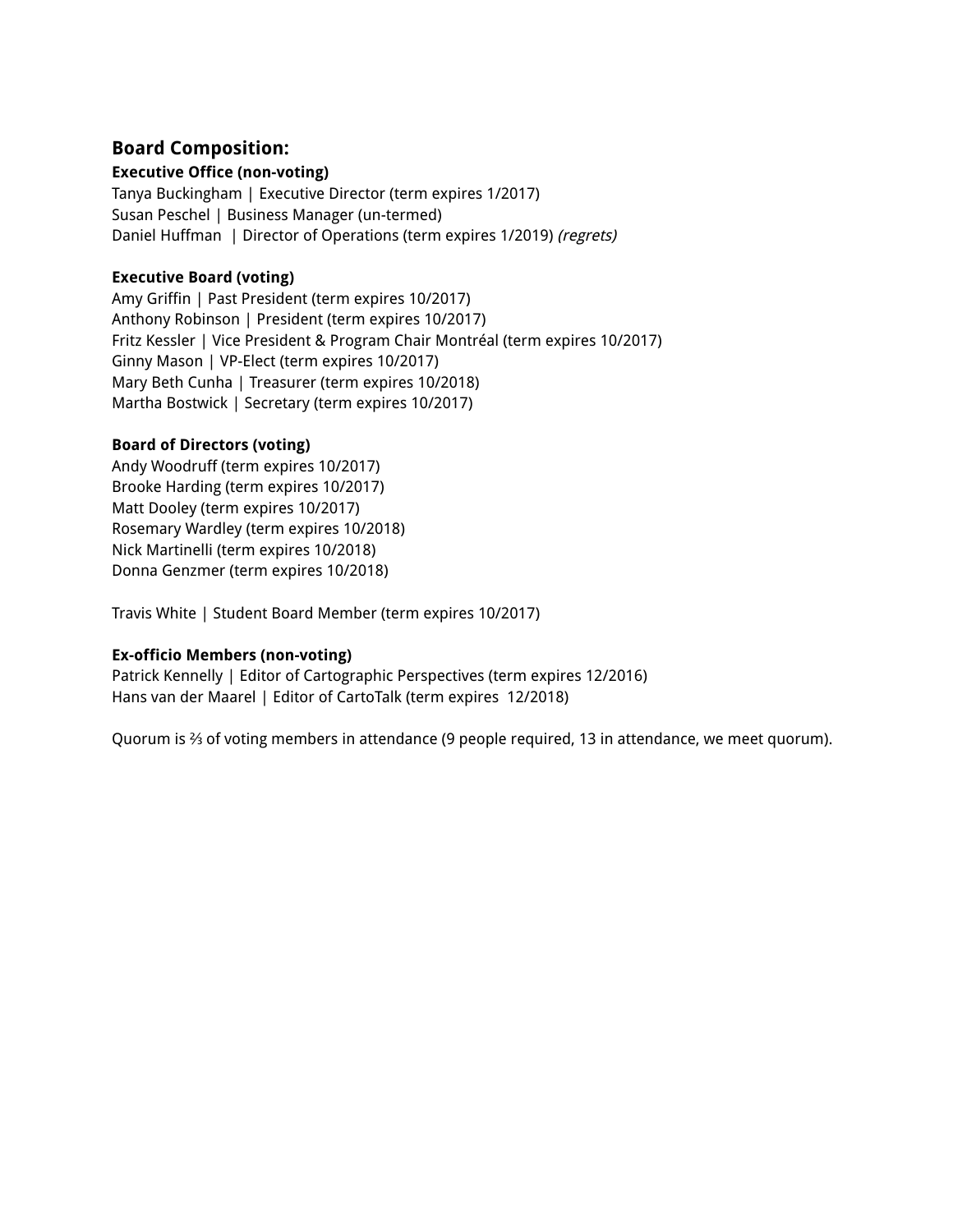## Board Composition:

**Executive Office (non-voting)**
Tanya Buckingham | Executive Director (term expires 1/2017)
Susan Peschel | Business Manager (un-termed)
Daniel Huffman | Director of Operations (term expires 1/2019) *(regrets)*

**Executive Board (voting)**
Amy Griffin | Past President (term expires 10/2017)
Anthony Robinson | President (term expires 10/2017)
Fritz Kessler | Vice President & Program Chair Montréal (term expires 10/2017)
Ginny Mason | VP-Elect (term expires 10/2017)
Mary Beth Cunha | Treasurer (term expires 10/2018)
Martha Bostwick | Secretary (term expires 10/2017)

**Board of Directors (voting)**
Andy Woodruff (term expires 10/2017)
Brooke Harding (term expires 10/2017)
Matt Dooley (term expires 10/2017)
Rosemary Wardley (term expires 10/2018)
Nick Martinelli (term expires 10/2018)
Donna Genzmer (term expires 10/2018)

Travis White | Student Board Member (term expires 10/2017)

**Ex-officio Members (non-voting)**
Patrick Kennelly | Editor of Cartographic Perspectives (term expires 12/2016)
Hans van der Maarel | Editor of CartoTalk (term expires 12/2018)

Quorum is ⅔ of voting members in attendance (9 people required, 13 in attendance, we meet quorum).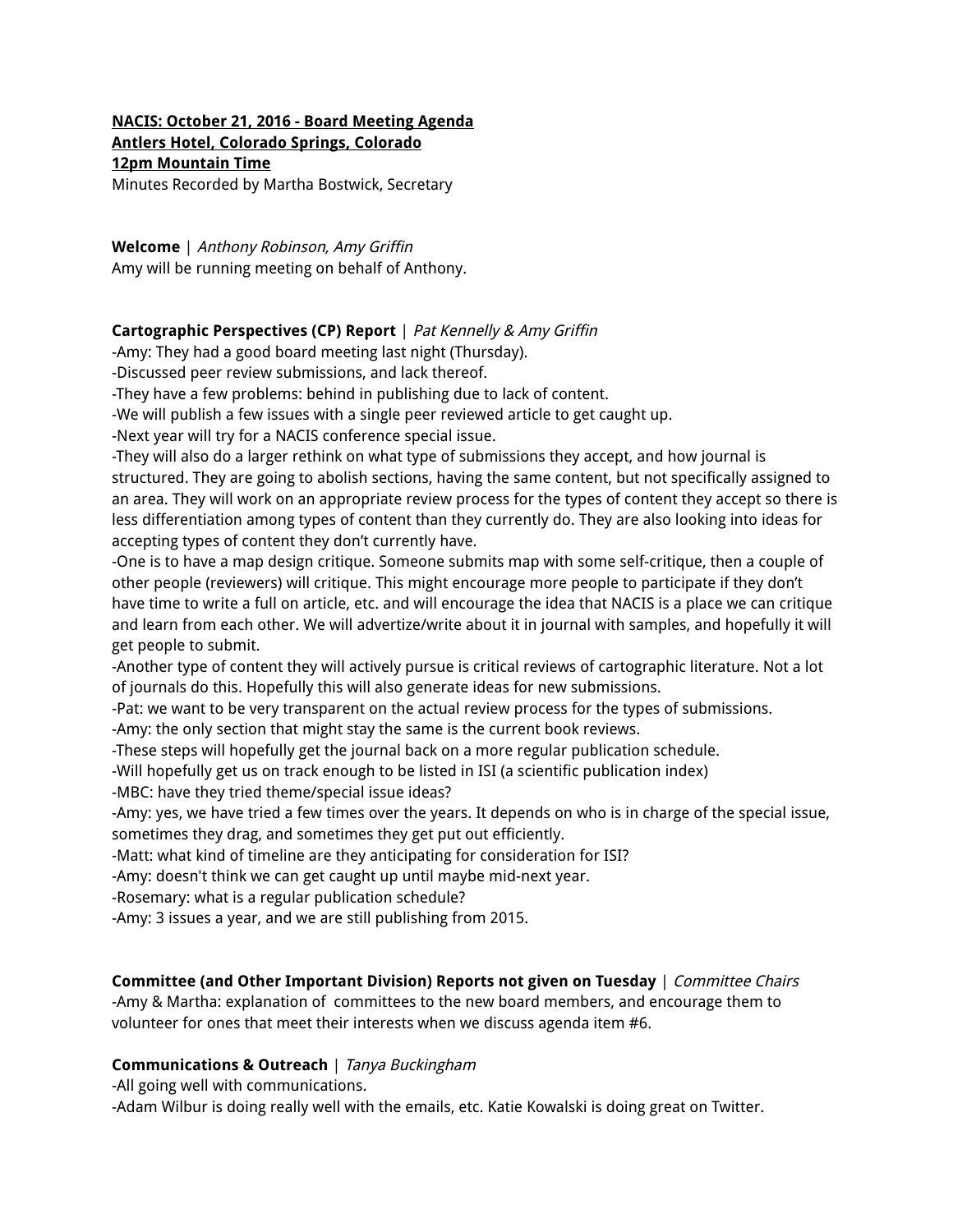**NACIS: October 21, 2016 - Board Meeting Agenda**
**Antlers Hotel, Colorado Springs, Colorado**
**12pm Mountain Time**
Minutes Recorded by Martha Bostwick, Secretary

**Welcome** | *Anthony Robinson, Amy Griffin*
Amy will be running meeting on behalf of Anthony.

**Cartographic Perspectives (CP) Report** | *Pat Kennelly & Amy Griffin*
-Amy: They had a good board meeting last night (Thursday).
-Discussed peer review submissions, and lack thereof.
-They have a few problems: behind in publishing due to lack of content.
-We will publish a few issues with a single peer reviewed article to get caught up.
-Next year will try for a NACIS conference special issue.
-They will also do a larger rethink on what type of submissions they accept, and how journal is structured. They are going to abolish sections, having the same content, but not specifically assigned to an area. They will work on an appropriate review process for the types of content they accept so there is less differentiation among types of content than they currently do. They are also looking into ideas for accepting types of content they don't currently have.
-One is to have a map design critique. Someone submits map with some self-critique, then a couple of other people (reviewers) will critique. This might encourage more people to participate if they don't have time to write a full on article, etc. and will encourage the idea that NACIS is a place we can critique and learn from each other. We will advertize/write about it in journal with samples, and hopefully it will get people to submit.
-Another type of content they will actively pursue is critical reviews of cartographic literature. Not a lot of journals do this. Hopefully this will also generate ideas for new submissions.
-Pat: we want to be very transparent on the actual review process for the types of submissions.
-Amy: the only section that might stay the same is the current book reviews.
-These steps will hopefully get the journal back on a more regular publication schedule.
-Will hopefully get us on track enough to be listed in ISI (a scientific publication index)
-MBC: have they tried theme/special issue ideas?
-Amy: yes, we have tried a few times over the years. It depends on who is in charge of the special issue, sometimes they drag, and sometimes they get put out efficiently.
-Matt: what kind of timeline are they anticipating for consideration for ISI?
-Amy: doesn't think we can get caught up until maybe mid-next year.
-Rosemary: what is a regular publication schedule?
-Amy: 3 issues a year, and we are still publishing from 2015.

**Committee (and Other Important Division) Reports not given on Tuesday** | *Committee Chairs*
-Amy & Martha: explanation of committees to the new board members, and encourage them to volunteer for ones that meet their interests when we discuss agenda item #6.

**Communications & Outreach** | *Tanya Buckingham*
-All going well with communications.
-Adam Wilbur is doing really well with the emails, etc. Katie Kowalski is doing great on Twitter.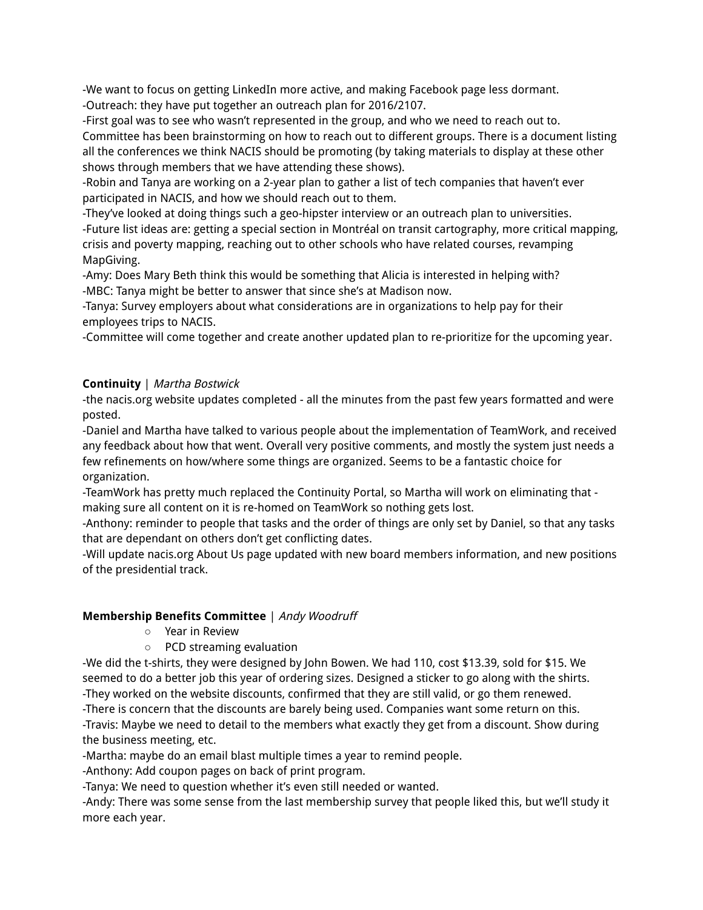-We want to focus on getting LinkedIn more active, and making Facebook page less dormant.
-Outreach: they have put together an outreach plan for 2016/2107.
-First goal was to see who wasn't represented in the group, and who we need to reach out to. Committee has been brainstorming on how to reach out to different groups. There is a document listing all the conferences we think NACIS should be promoting (by taking materials to display at these other shows through members that we have attending these shows).
-Robin and Tanya are working on a 2-year plan to gather a list of tech companies that haven't ever participated in NACIS, and how we should reach out to them.
-They've looked at doing things such a geo-hipster interview or an outreach plan to universities.
-Future list ideas are: getting a special section in Montréal on transit cartography, more critical mapping, crisis and poverty mapping, reaching out to other schools who have related courses, revamping MapGiving.
-Amy: Does Mary Beth think this would be something that Alicia is interested in helping with?
-MBC: Tanya might be better to answer that since she's at Madison now.
-Tanya: Survey employers about what considerations are in organizations to help pay for their employees trips to NACIS.
-Committee will come together and create another updated plan to re-prioritize for the upcoming year.

**Continuity** | *Martha Bostwick*
-the nacis.org website updates completed - all the minutes from the past few years formatted and were posted.
-Daniel and Martha have talked to various people about the implementation of TeamWork, and received any feedback about how that went. Overall very positive comments, and mostly the system just needs a few refinements on how/where some things are organized. Seems to be a fantastic choice for organization.
-TeamWork has pretty much replaced the Continuity Portal, so Martha will work on eliminating that - making sure all content on it is re-homed on TeamWork so nothing gets lost.
-Anthony: reminder to people that tasks and the order of things are only set by Daniel, so that any tasks that are dependant on others don't get conflicting dates.
-Will update nacis.org About Us page updated with new board members information, and new positions of the presidential track.

**Membership Benefits Committee** | *Andy Woodruff*

- Year in Review
- PCD streaming evaluation

-We did the t-shirts, they were designed by John Bowen. We had 110, cost $13.39, sold for $15. We seemed to do a better job this year of ordering sizes. Designed a sticker to go along with the shirts.
-They worked on the website discounts, confirmed that they are still valid, or go them renewed.
-There is concern that the discounts are barely being used. Companies want some return on this.
-Travis: Maybe we need to detail to the members what exactly they get from a discount. Show during the business meeting, etc.
-Martha: maybe do an email blast multiple times a year to remind people.
-Anthony: Add coupon pages on back of print program.
-Tanya: We need to question whether it's even still needed or wanted.
-Andy: There was some sense from the last membership survey that people liked this, but we'll study it more each year.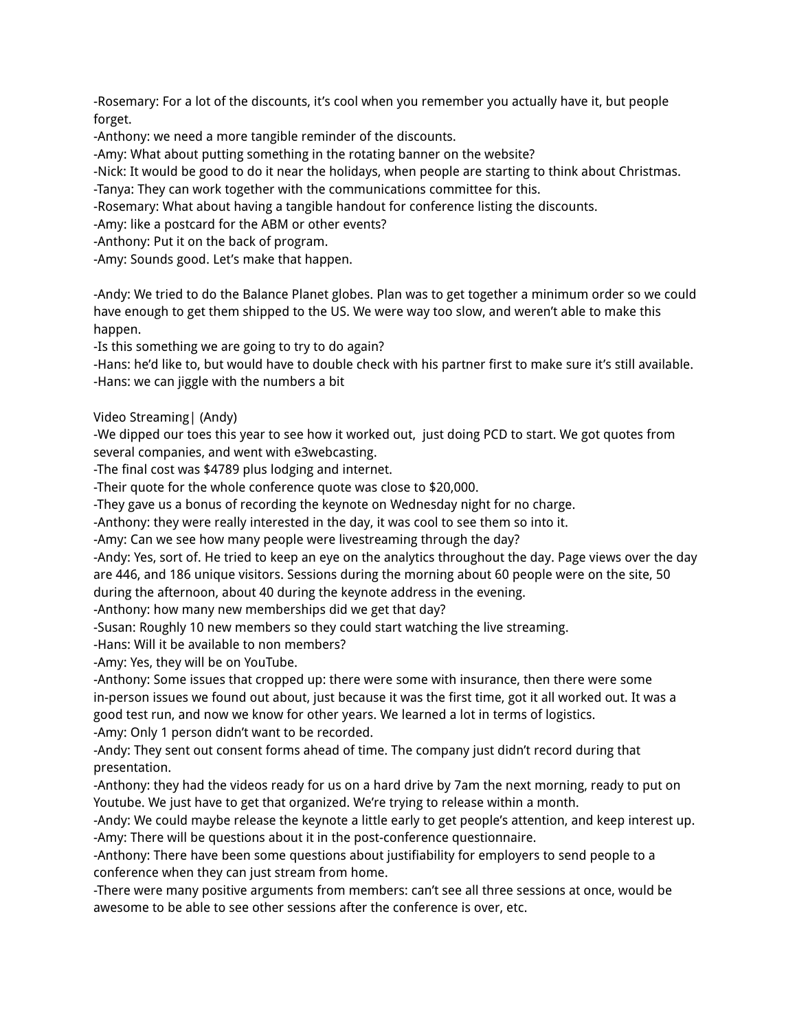-Rosemary: For a lot of the discounts, it's cool when you remember you actually have it, but people forget.
-Anthony: we need a more tangible reminder of the discounts.
-Amy: What about putting something in the rotating banner on the website?
-Nick: It would be good to do it near the holidays, when people are starting to think about Christmas.
-Tanya: They can work together with the communications committee for this.
-Rosemary: What about having a tangible handout for conference listing the discounts.
-Amy: like a postcard for the ABM or other events?
-Anthony: Put it on the back of program.
-Amy: Sounds good. Let's make that happen.

-Andy: We tried to do the Balance Planet globes. Plan was to get together a minimum order so we could have enough to get them shipped to the US. We were way too slow, and weren't able to make this happen.
-Is this something we are going to try to do again?
-Hans: he'd like to, but would have to double check with his partner first to make sure it's still available.
-Hans: we can jiggle with the numbers a bit

Video Streaming| (Andy)
-We dipped our toes this year to see how it worked out, just doing PCD to start. We got quotes from several companies, and went with e3webcasting.
-The final cost was $4789 plus lodging and internet.
-Their quote for the whole conference quote was close to $20,000.
-They gave us a bonus of recording the keynote on Wednesday night for no charge.
-Anthony: they were really interested in the day, it was cool to see them so into it.
-Amy: Can we see how many people were livestreaming through the day?
-Andy: Yes, sort of. He tried to keep an eye on the analytics throughout the day. Page views over the day are 446, and 186 unique visitors. Sessions during the morning about 60 people were on the site, 50 during the afternoon, about 40 during the keynote address in the evening.
-Anthony: how many new memberships did we get that day?
-Susan: Roughly 10 new members so they could start watching the live streaming.
-Hans: Will it be available to non members?
-Amy: Yes, they will be on YouTube.
-Anthony: Some issues that cropped up: there were some with insurance, then there were some in-person issues we found out about, just because it was the first time, got it all worked out. It was a good test run, and now we know for other years. We learned a lot in terms of logistics.
-Amy: Only 1 person didn't want to be recorded.
-Andy: They sent out consent forms ahead of time. The company just didn't record during that presentation.
-Anthony: they had the videos ready for us on a hard drive by 7am the next morning, ready to put on Youtube. We just have to get that organized. We're trying to release within a month.
-Andy: We could maybe release the keynote a little early to get people's attention, and keep interest up.
-Amy: There will be questions about it in the post-conference questionnaire.
-Anthony: There have been some questions about justifiability for employers to send people to a conference when they can just stream from home.
-There were many positive arguments from members: can't see all three sessions at once, would be awesome to be able to see other sessions after the conference is over, etc.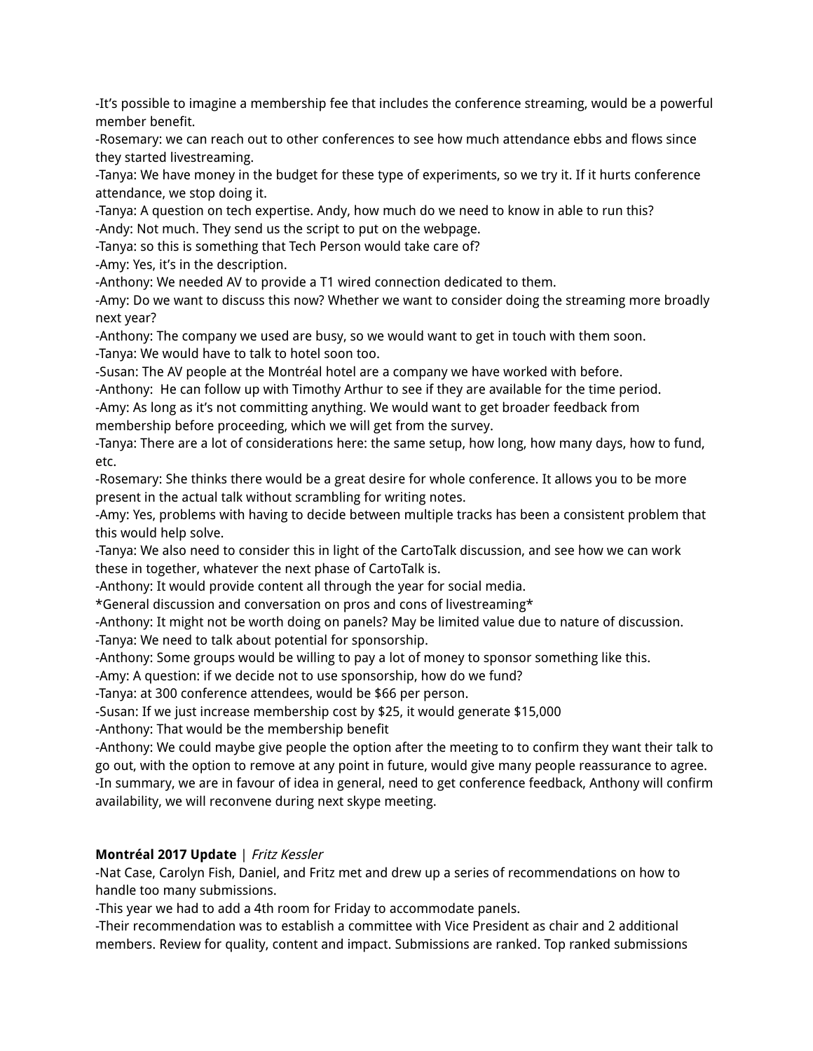-It's possible to imagine a membership fee that includes the conference streaming, would be a powerful member benefit.
-Rosemary: we can reach out to other conferences to see how much attendance ebbs and flows since they started livestreaming.
-Tanya: We have money in the budget for these type of experiments, so we try it. If it hurts conference attendance, we stop doing it.
-Tanya: A question on tech expertise. Andy, how much do we need to know in able to run this?
-Andy: Not much. They send us the script to put on the webpage.
-Tanya: so this is something that Tech Person would take care of?
-Amy: Yes, it's in the description.
-Anthony: We needed AV to provide a T1 wired connection dedicated to them.
-Amy: Do we want to discuss this now? Whether we want to consider doing the streaming more broadly next year?
-Anthony: The company we used are busy, so we would want to get in touch with them soon.
-Tanya: We would have to talk to hotel soon too.
-Susan: The AV people at the Montréal hotel are a company we have worked with before.
-Anthony: He can follow up with Timothy Arthur to see if they are available for the time period.
-Amy: As long as it's not committing anything. We would want to get broader feedback from membership before proceeding, which we will get from the survey.
-Tanya: There are a lot of considerations here: the same setup, how long, how many days, how to fund, etc.
-Rosemary: She thinks there would be a great desire for whole conference. It allows you to be more present in the actual talk without scrambling for writing notes.
-Amy: Yes, problems with having to decide between multiple tracks has been a consistent problem that this would help solve.
-Tanya: We also need to consider this in light of the CartoTalk discussion, and see how we can work these in together, whatever the next phase of CartoTalk is.
-Anthony: It would provide content all through the year for social media.
*General discussion and conversation on pros and cons of livestreaming*
-Anthony: It might not be worth doing on panels? May be limited value due to nature of discussion.
-Tanya: We need to talk about potential for sponsorship.
-Anthony: Some groups would be willing to pay a lot of money to sponsor something like this.
-Amy: A question: if we decide not to use sponsorship, how do we fund?
-Tanya: at 300 conference attendees, would be $66 per person.
-Susan: If we just increase membership cost by $25, it would generate $15,000
-Anthony: That would be the membership benefit
-Anthony: We could maybe give people the option after the meeting to to confirm they want their talk to go out, with the option to remove at any point in future, would give many people reassurance to agree.
-In summary, we are in favour of idea in general, need to get conference feedback, Anthony will confirm availability, we will reconvene during next skype meeting.

**Montréal 2017 Update** | *Fritz Kessler*
-Nat Case, Carolyn Fish, Daniel, and Fritz met and drew up a series of recommendations on how to handle too many submissions.
-This year we had to add a 4th room for Friday to accommodate panels.
-Their recommendation was to establish a committee with Vice President as chair and 2 additional members. Review for quality, content and impact. Submissions are ranked. Top ranked submissions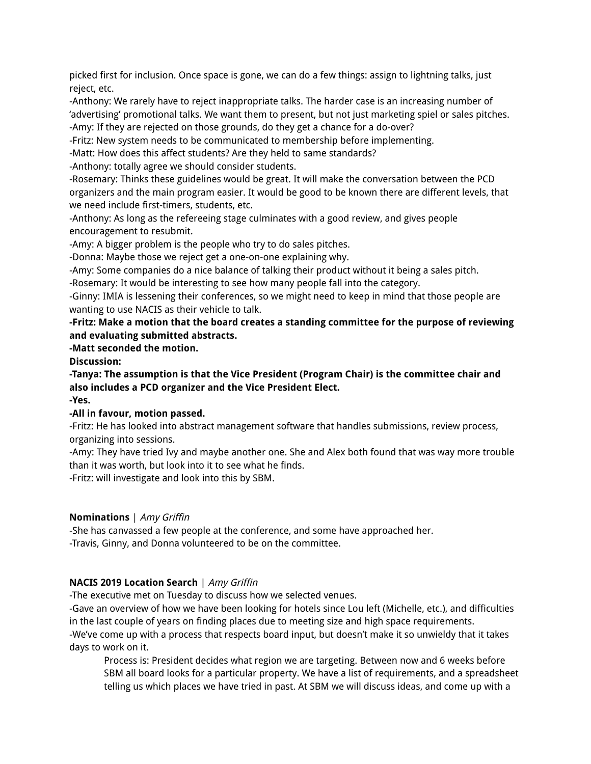picked first for inclusion. Once space is gone, we can do a few things: assign to lightning talks, just reject, etc.

-Anthony: We rarely have to reject inappropriate talks. The harder case is an increasing number of 'advertising' promotional talks. We want them to present, but not just marketing spiel or sales pitches.

-Amy: If they are rejected on those grounds, do they get a chance for a do-over?

-Fritz: New system needs to be communicated to membership before implementing.

-Matt: How does this affect students? Are they held to same standards?

-Anthony: totally agree we should consider students.

-Rosemary: Thinks these guidelines would be great. It will make the conversation between the PCD organizers and the main program easier. It would be good to be known there are different levels, that we need include first-timers, students, etc.

-Anthony: As long as the refereeing stage culminates with a good review, and gives people encouragement to resubmit.

-Amy: A bigger problem is the people who try to do sales pitches.

-Donna: Maybe those we reject get a one-on-one explaining why.

-Amy: Some companies do a nice balance of talking their product without it being a sales pitch.

-Rosemary: It would be interesting to see how many people fall into the category.

-Ginny: IMIA is lessening their conferences, so we might need to keep in mind that those people are wanting to use NACIS as their vehicle to talk.

**-Fritz: Make a motion that the board creates a standing committee for the purpose of reviewing and evaluating submitted abstracts.**

**-Matt seconded the motion.**

**Discussion:**

**-Tanya: The assumption is that the Vice President (Program Chair) is the committee chair and also includes a PCD organizer and the Vice President Elect.**

**-Yes.**

**-All in favour, motion passed.**

-Fritz: He has looked into abstract management software that handles submissions, review process, organizing into sessions.

-Amy: They have tried Ivy and maybe another one. She and Alex both found that was way more trouble than it was worth, but look into it to see what he finds.

-Fritz: will investigate and look into this by SBM.

**Nominations** | *Amy Griffin*

-She has canvassed a few people at the conference, and some have approached her.

-Travis, Ginny, and Donna volunteered to be on the committee.

**NACIS 2019 Location Search** | *Amy Griffin*

-The executive met on Tuesday to discuss how we selected venues.

-Gave an overview of how we have been looking for hotels since Lou left (Michelle, etc.), and difficulties in the last couple of years on finding places due to meeting size and high space requirements.

-We've come up with a process that respects board input, but doesn't make it so unwieldy that it takes days to work on it.

> Process is: President decides what region we are targeting. Between now and 6 weeks before SBM all board looks for a particular property. We have a list of requirements, and a spreadsheet telling us which places we have tried in past. At SBM we will discuss ideas, and come up with a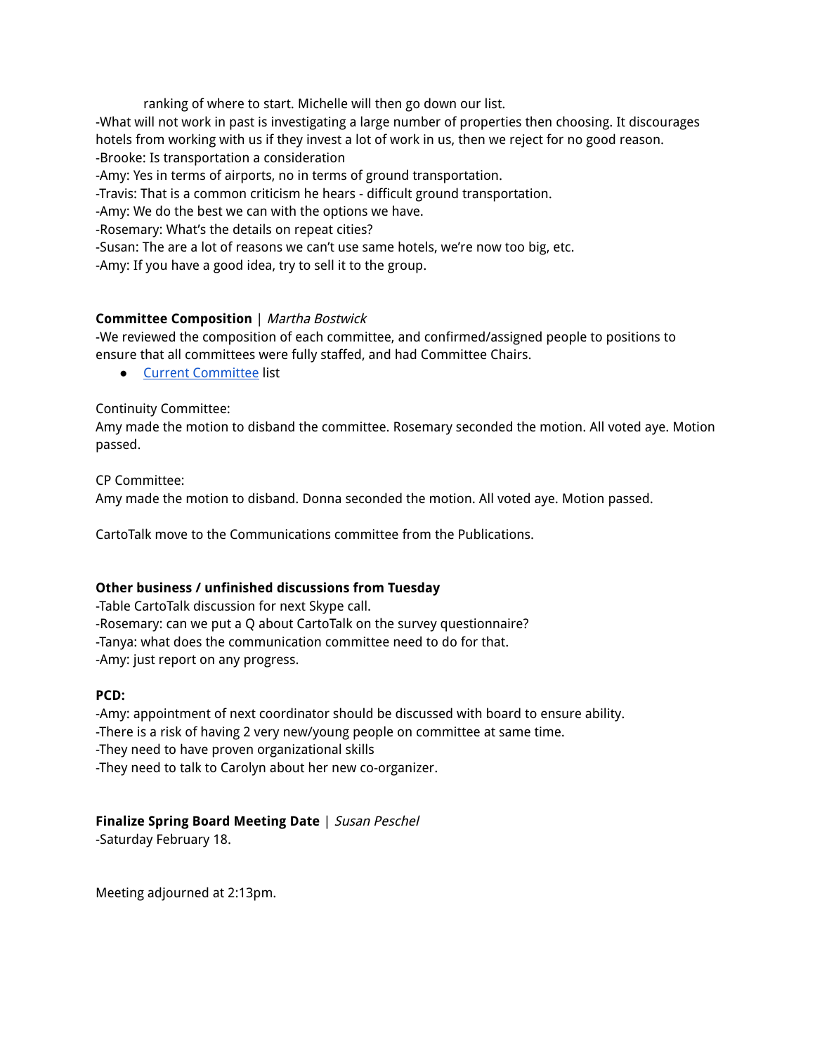ranking of where to start. Michelle will then go down our list.

-What will not work in past is investigating a large number of properties then choosing. It discourages hotels from working with us if they invest a lot of work in us, then we reject for no good reason.

-Brooke: Is transportation a consideration

-Amy: Yes in terms of airports, no in terms of ground transportation.

-Travis: That is a common criticism he hears - difficult ground transportation.

-Amy: We do the best we can with the options we have.

-Rosemary: What's the details on repeat cities?

-Susan: The are a lot of reasons we can't use same hotels, we're now too big, etc.

-Amy: If you have a good idea, try to sell it to the group.

**Committee Composition** | *Martha Bostwick*

-We reviewed the composition of each committee, and confirmed/assigned people to positions to ensure that all committees were fully staffed, and had Committee Chairs.

- Current Committee list

Continuity Committee:

Amy made the motion to disband the committee. Rosemary seconded the motion. All voted aye. Motion passed.

CP Committee:

Amy made the motion to disband. Donna seconded the motion. All voted aye. Motion passed.

CartoTalk move to the Communications committee from the Publications.

**Other business / unfinished discussions from Tuesday**

-Table CartoTalk discussion for next Skype call.

-Rosemary: can we put a Q about CartoTalk on the survey questionnaire?

-Tanya: what does the communication committee need to do for that.

-Amy: just report on any progress.

**PCD:**

-Amy: appointment of next coordinator should be discussed with board to ensure ability.

-There is a risk of having 2 very new/young people on committee at same time.

-They need to have proven organizational skills

-They need to talk to Carolyn about her new co-organizer.

**Finalize Spring Board Meeting Date** | *Susan Peschel*

-Saturday February 18.

Meeting adjourned at 2:13pm.